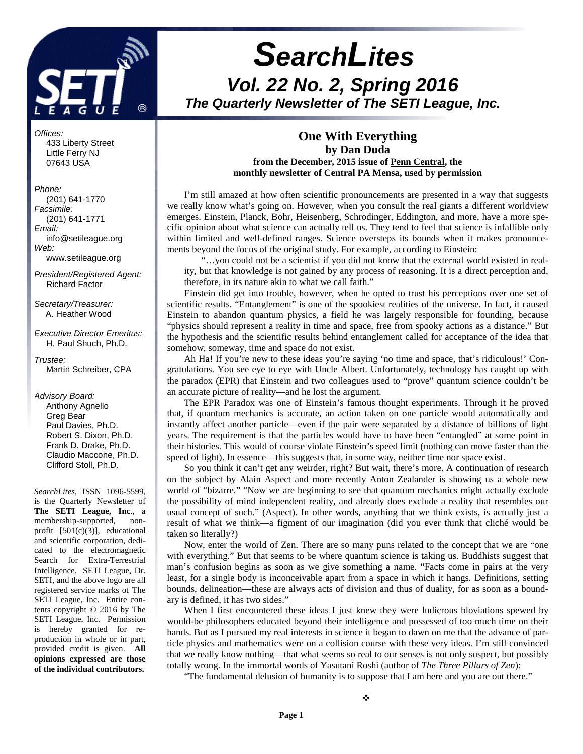# SearchLites

## Vol. 22 No. 2, Spring 2016

### The Quarterly Newsletter of The SETI League, Inc.

*Offices:*
433 Liberty Street
Little Ferry NJ
07643 USA

*Phone:*
(201) 641-1770
*Facsimile:*
(201) 641-1771
*Email:*
info@setileague.org
*Web:*
www.setileague.org

*President/Registered Agent:*
Richard Factor

*Secretary/Treasurer:*
A. Heather Wood

*Executive Director Emeritus:*
H. Paul Shuch, Ph.D.

*Trustee:*
Martin Schreiber, CPA

*Advisory Board:*
Anthony Agnello
Greg Bear
Paul Davies, Ph.D.
Robert S. Dixon, Ph.D.
Frank D. Drake, Ph.D.
Claudio Maccone, Ph.D.
Clifford Stoll, Ph.D.

*SearchLites*, ISSN 1096-5599, is the Quarterly Newsletter of **The SETI League, Inc**., a membership-supported, non-profit [501(c)(3)], educational and scientific corporation, dedicated to the electromagnetic Search for Extra-Terrestrial Intelligence. SETI League, Dr. SETI, and the above logo are all registered service marks of The SETI League, Inc. Entire contents copyright © 2016 by The SETI League, Inc. Permission is hereby granted for reproduction in whole or in part, provided credit is given. **All opinions expressed are those of the individual contributors.**

## One With Everything

**by Dan Duda**

**from the December, 2015 issue of Penn Central, the monthly newsletter of Central PA Mensa, used by permission**

I'm still amazed at how often scientific pronouncements are presented in a way that suggests we really know what's going on. However, when you consult the real giants a different worldview emerges. Einstein, Planck, Bohr, Heisenberg, Schrodinger, Eddington, and more, have a more specific opinion about what science can actually tell us. They tend to feel that science is infallible only within limited and well-defined ranges. Science oversteps its bounds when it makes pronouncements beyond the focus of the original study. For example, according to Einstein:

> "…you could not be a scientist if you did not know that the external world existed in reality, but that knowledge is not gained by any process of reasoning. It is a direct perception and, therefore, in its nature akin to what we call faith."

Einstein did get into trouble, however, when he opted to trust his perceptions over one set of scientific results. "Entanglement" is one of the spookiest realities of the universe. In fact, it caused Einstein to abandon quantum physics, a field he was largely responsible for founding, because "physics should represent a reality in time and space, free from spooky actions as a distance." But the hypothesis and the scientific results behind entanglement called for acceptance of the idea that somehow, someway, time and space do not exist.

Ah Ha! If you're new to these ideas you're saying 'no time and space, that's ridiculous!' Congratulations. You see eye to eye with Uncle Albert. Unfortunately, technology has caught up with the paradox (EPR) that Einstein and two colleagues used to "prove" quantum science couldn't be an accurate picture of reality—and he lost the argument.

The EPR Paradox was one of Einstein's famous thought experiments. Through it he proved that, if quantum mechanics is accurate, an action taken on one particle would automatically and instantly affect another particle—even if the pair were separated by a distance of billions of light years. The requirement is that the particles would have to have been "entangled" at some point in their histories. This would of course violate Einstein's speed limit (nothing can move faster than the speed of light). In essence—this suggests that, in some way, neither time nor space exist.

So you think it can't get any weirder, right? But wait, there's more. A continuation of research on the subject by Alain Aspect and more recently Anton Zealander is showing us a whole new world of "bizarre." "Now we are beginning to see that quantum mechanics might actually exclude the possibility of mind independent reality, and already does exclude a reality that resembles our usual concept of such." (Aspect). In other words, anything that we think exists, is actually just a result of what we think—a figment of our imagination (did you ever think that cliché would be taken so literally?)

Now, enter the world of Zen. There are so many puns related to the concept that we are "one with everything." But that seems to be where quantum science is taking us. Buddhists suggest that man's confusion begins as soon as we give something a name. "Facts come in pairs at the very least, for a single body is inconceivable apart from a space in which it hangs. Definitions, setting bounds, delineation—these are always acts of division and thus of duality, for as soon as a boundary is defined, it has two sides."

When I first encountered these ideas I just knew they were ludicrous bloviations spewed by would-be philosophers educated beyond their intelligence and possessed of too much time on their hands. But as I pursued my real interests in science it began to dawn on me that the advance of particle physics and mathematics were on a collision course with these very ideas. I'm still convinced that we really know nothing—that what seems so real to our senses is not only suspect, but possibly totally wrong. In the immortal words of Yasutani Roshi (author of *The Three Pillars of Zen*):

"The fundamental delusion of humanity is to suppose that I am here and you are out there."

❖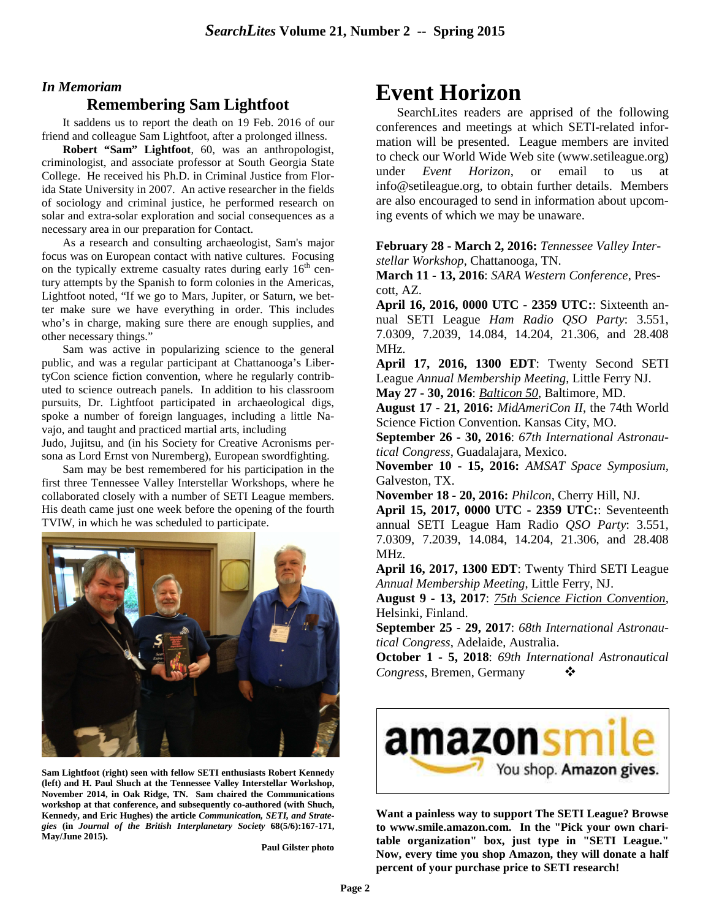*In Memoriam*

## Remembering Sam Lightfoot

It saddens us to report the death on 19 Feb. 2016 of our friend and colleague Sam Lightfoot, after a prolonged illness.

**Robert "Sam" Lightfoot**, 60, was an anthropologist, criminologist, and associate professor at South Georgia State College. He received his Ph.D. in Criminal Justice from Florida State University in 2007. An active researcher in the fields of sociology and criminal justice, he performed research on solar and extra-solar exploration and social consequences as a necessary area in our preparation for Contact.

As a research and consulting archaeologist, Sam's major focus was on European contact with native cultures. Focusing on the typically extreme casualty rates during early 16th century attempts by the Spanish to form colonies in the Americas, Lightfoot noted, "If we go to Mars, Jupiter, or Saturn, we better make sure we have everything in order. This includes who's in charge, making sure there are enough supplies, and other necessary things."

Sam was active in popularizing science to the general public, and was a regular participant at Chattanooga's LibertyCon science fiction convention, where he regularly contributed to science outreach panels. In addition to his classroom pursuits, Dr. Lightfoot participated in archaeological digs, spoke a number of foreign languages, including a little Navajo, and taught and practiced martial arts, including Judo, Jujitsu, and (in his Society for Creative Acronisms persona as Lord Ernst von Nuremberg), European swordfighting.

Sam may be best remembered for his participation in the first three Tennessee Valley Interstellar Workshops, where he collaborated closely with a number of SETI League members. His death came just one week before the opening of the fourth TVIW, in which he was scheduled to participate.

**Sam Lightfoot (right) seen with fellow SETI enthusiasts Robert Kennedy (left) and H. Paul Shuch at the Tennessee Valley Interstellar Workshop, November 2014, in Oak Ridge, TN. Sam chaired the Communications workshop at that conference, and subsequently co-authored (with Shuch, Kennedy, and Eric Hughes) the article *Communication, SETI, and Strategies* (in *Journal of the British Interplanetary Society* 68(5/6):167-171, May/June 2015).**

**Paul Gilster photo**

# Event Horizon

SearchLites readers are apprised of the following conferences and meetings at which SETI-related information will be presented. League members are invited to check our World Wide Web site (www.setileague.org) under *Event Horizon*, or email to us at info@setileague.org, to obtain further details. Members are also encouraged to send in information about upcoming events of which we may be unaware.

**February 28 - March 2, 2016:** *Tennessee Valley Interstellar Workshop*, Chattanooga, TN.
**March 11 - 13, 2016**: *SARA Western Conference*, Prescott, AZ.
**April 16, 2016, 0000 UTC - 2359 UTC:**: Sixteenth annual SETI League *Ham Radio QSO Party*: 3.551, 7.0309, 7.2039, 14.084, 14.204, 21.306, and 28.408 MHz.
**April 17, 2016, 1300 EDT**: Twenty Second SETI League *Annual Membership Meeting*, Little Ferry NJ.
**May 27 - 30, 2016**: *Balticon 50*, Baltimore, MD.
**August 17 - 21, 2016:** *MidAmeriCon II*, the 74th World Science Fiction Convention. Kansas City, MO.
**September 26 - 30, 2016**: *67th International Astronautical Congress*, Guadalajara, Mexico.
**November 10 - 15, 2016:** *AMSAT Space Symposium*, Galveston, TX.
**November 18 - 20, 2016:** *Philcon*, Cherry Hill, NJ.
**April 15, 2017, 0000 UTC - 2359 UTC:**: Seventeenth annual SETI League Ham Radio *QSO Party*: 3.551, 7.0309, 7.2039, 14.084, 14.204, 21.306, and 28.408 MHz.
**April 16, 2017, 1300 EDT**: Twenty Third SETI League *Annual Membership Meeting*, Little Ferry, NJ.
**August 9 - 13, 2017**: *75th Science Fiction Convention*, Helsinki, Finland.
**September 25 - 29, 2017**: *68th International Astronautical Congress*, Adelaide, Australia.
**October 1 - 5, 2018**: *69th International Astronautical Congress*, Bremen, Germany ❖

amazonsmile — You shop. Amazon gives.

**Want a painless way to support The SETI League? Browse to www.smile.amazon.com. In the "Pick your own charitable organization" box, just type in "SETI League." Now, every time you shop Amazon, they will donate a half percent of your purchase price to SETI research!**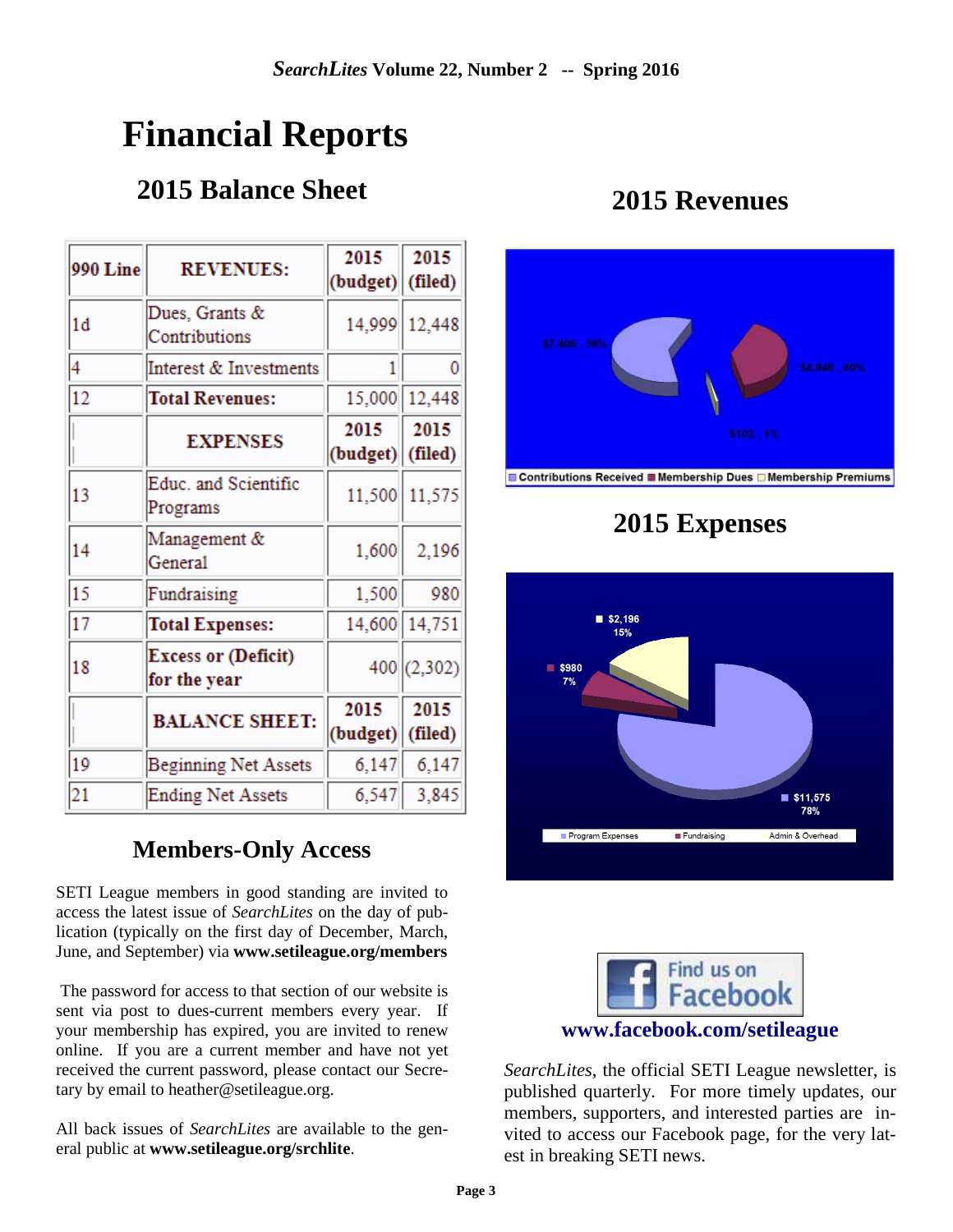# Financial Reports

## 2015 Balance Sheet

| 990 Line | REVENUES: | 2015 (budget) | 2015 (filed) |
|---|---|---|---|
| 1d | Dues, Grants & Contributions | 14,999 | 12,448 |
| 4 | Interest & Investments | 1 | 0 |
| 12 | **Total Revenues:** | 15,000 | 12,448 |
| | **EXPENSES** | **2015 (budget)** | **2015 (filed)** |
| 13 | Educ. and Scientific Programs | 11,500 | 11,575 |
| 14 | Management & General | 1,600 | 2,196 |
| 15 | Fundraising | 1,500 | 980 |
| 17 | **Total Expenses:** | 14,600 | 14,751 |
| 18 | **Excess or (Deficit) for the year** | 400 | (2,302) |
| | **BALANCE SHEET:** | **2015 (budget)** | **2015 (filed)** |
| 19 | Beginning Net Assets | 6,147 | 6,147 |
| 21 | Ending Net Assets | 6,547 | 3,845 |

## 2015 Revenues

$7,406 ; 59%

$4,940 ; 40%

$102 ; 1%

Contributions Received  Membership Dues  Membership Premiums

## 2015 Expenses

$2,196
15%

$980
7%

$11,575
78%

Program Expenses  Fundraising  Admin & Overhead

## Members-Only Access

SETI League members in good standing are invited to access the latest issue of *SearchLites* on the day of publication (typically on the first day of December, March, June, and September) via **www.setileague.org/members**

The password for access to that section of our website is sent via post to dues-current members every year. If your membership has expired, you are invited to renew online. If you are a current member and have not yet received the current password, please contact our Secretary by email to heather@setileague.org.

All back issues of *SearchLites* are available to the general public at **www.setileague.org/srchlite**.

Find us on Facebook

**www.facebook.com/setileague**

*SearchLites*, the official SETI League newsletter, is published quarterly. For more timely updates, our members, supporters, and interested parties are invited to access our Facebook page, for the very latest in breaking SETI news.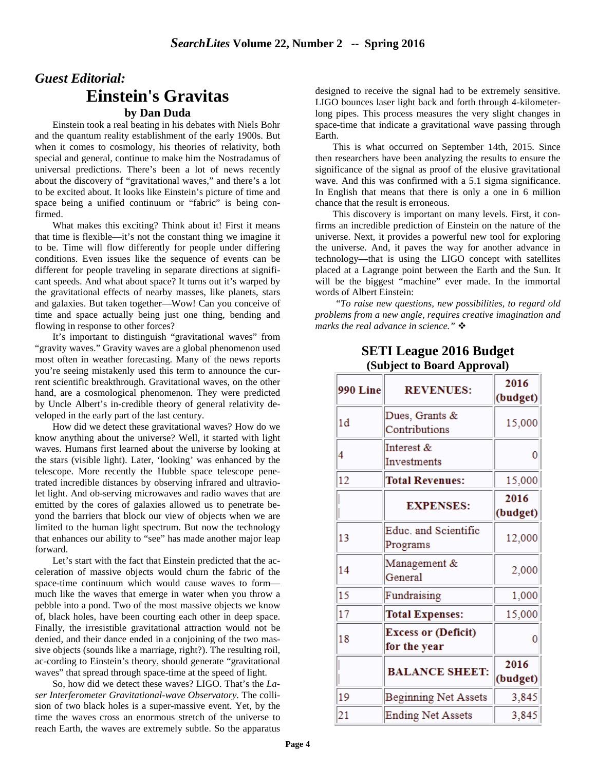## *Guest Editorial:*

# Einstein's Gravitas

### by Dan Duda

Einstein took a real beating in his debates with Niels Bohr and the quantum reality establishment of the early 1900s. But when it comes to cosmology, his theories of relativity, both special and general, continue to make him the Nostradamus of universal predictions. There's been a lot of news recently about the discovery of "gravitational waves," and there's a lot to be excited about. It looks like Einstein's picture of time and space being a unified continuum or "fabric" is being confirmed.

What makes this exciting? Think about it! First it means that time is flexible—it's not the constant thing we imagine it to be. Time will flow differently for people under differing conditions. Even issues like the sequence of events can be different for people traveling in separate directions at significant speeds. And what about space? It turns out it's warped by the gravitational effects of nearby masses, like planets, stars and galaxies. But taken together—Wow! Can you conceive of time and space actually being just one thing, bending and flowing in response to other forces?

It's important to distinguish "gravitational waves" from "gravity waves." Gravity waves are a global phenomenon used most often in weather forecasting. Many of the news reports you're seeing mistakenly used this term to announce the current scientific breakthrough. Gravitational waves, on the other hand, are a cosmological phenomenon. They were predicted by Uncle Albert's in-credible theory of general relativity developed in the early part of the last century.

How did we detect these gravitational waves? How do we know anything about the universe? Well, it started with light waves. Humans first learned about the universe by looking at the stars (visible light). Later, 'looking' was enhanced by the telescope. More recently the Hubble space telescope penetrated incredible distances by observing infrared and ultraviolet light. And ob-serving microwaves and radio waves that are emitted by the cores of galaxies allowed us to penetrate beyond the barriers that block our view of objects when we are limited to the human light spectrum. But now the technology that enhances our ability to "see" has made another major leap forward.

Let's start with the fact that Einstein predicted that the acceleration of massive objects would churn the fabric of the space-time continuum which would cause waves to form—much like the waves that emerge in water when you throw a pebble into a pond. Two of the most massive objects we know of, black holes, have been courting each other in deep space. Finally, the irresistible gravitational attraction would not be denied, and their dance ended in a conjoining of the two massive objects (sounds like a marriage, right?). The resulting roil, ac-cording to Einstein's theory, should generate "gravitational waves" that spread through space-time at the speed of light.

So, how did we detect these waves? LIGO. That's the *Laser Interferometer Gravitational-wave Observatory*. The collision of two black holes is a super-massive event. Yet, by the time the waves cross an enormous stretch of the universe to reach Earth, the waves are extremely subtle. So the apparatus designed to receive the signal had to be extremely sensitive. LIGO bounces laser light back and forth through 4-kilometer-long pipes. This process measures the very slight changes in space-time that indicate a gravitational wave passing through Earth.

This is what occurred on September 14th, 2015. Since then researchers have been analyzing the results to ensure the significance of the signal as proof of the elusive gravitational wave. And this was confirmed with a 5.1 sigma significance. In English that means that there is only a one in 6 million chance that the result is erroneous.

This discovery is important on many levels. First, it confirms an incredible prediction of Einstein on the nature of the universe. Next, it provides a powerful new tool for exploring the universe. And, it paves the way for another advance in technology—that is using the LIGO concept with satellites placed at a Lagrange point between the Earth and the Sun. It will be the biggest "machine" ever made. In the immortal words of Albert Einstein:

*"To raise new questions, new possibilities, to regard old problems from a new angle, requires creative imagination and marks the real advance in science."* ❖

## SETI League 2016 Budget
### (Subject to Board Approval)

| 990 Line | REVENUES: | 2016 (budget) |
|---|---|---|
| 1d | Dues, Grants & Contributions | 15,000 |
| 4 | Interest & Investments | 0 |
| 12 | **Total Revenues:** | 15,000 |
| | **EXPENSES:** | **2016 (budget)** |
| 13 | Educ. and Scientific Programs | 12,000 |
| 14 | Management & General | 2,000 |
| 15 | Fundraising | 1,000 |
| 17 | **Total Expenses:** | 15,000 |
| 18 | **Excess or (Deficit) for the year** | 0 |
| | **BALANCE SHEET:** | **2016 (budget)** |
| 19 | Beginning Net Assets | 3,845 |
| 21 | Ending Net Assets | 3,845 |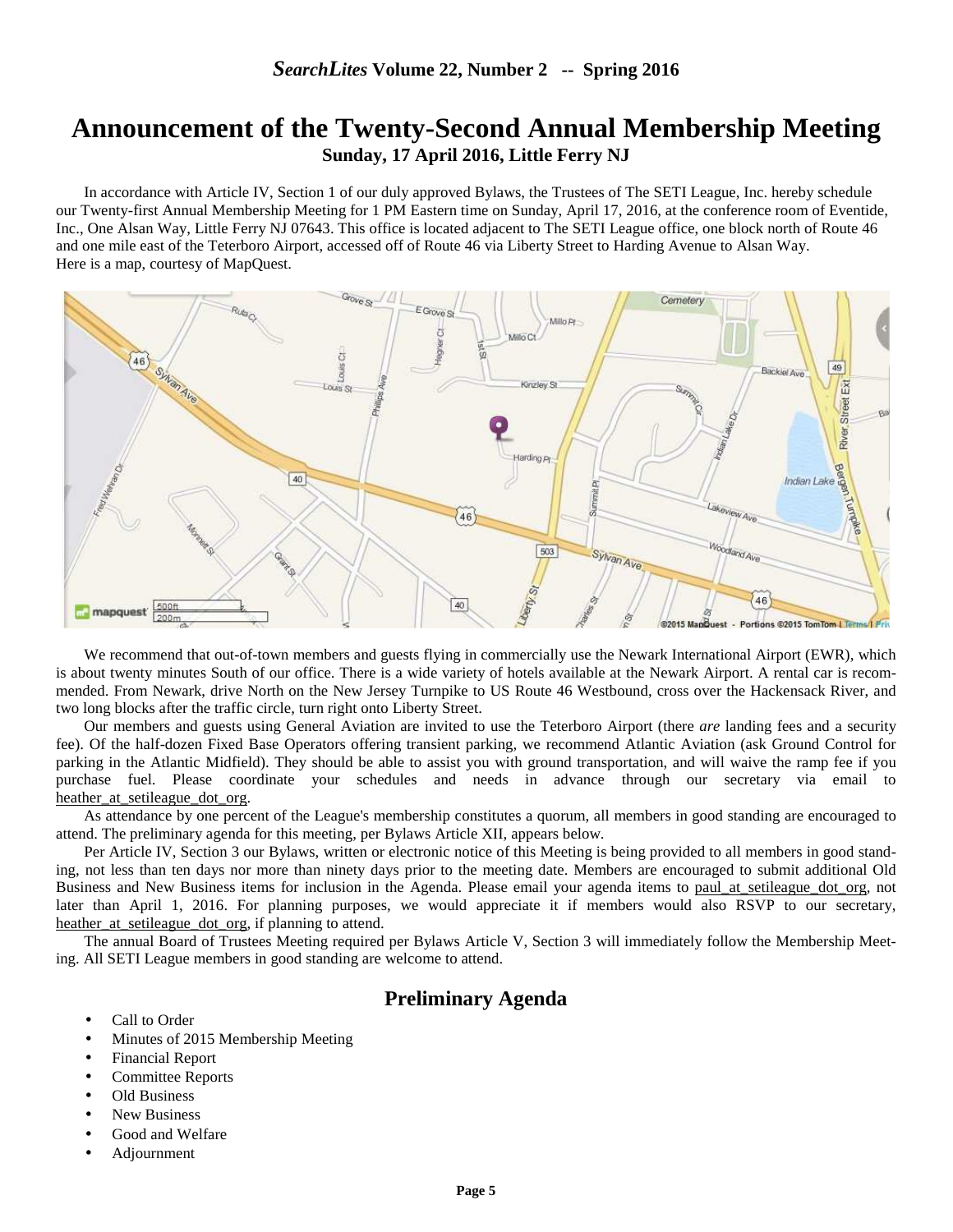# Announcement of the Twenty-Second Annual Membership Meeting

**Sunday, 17 April 2016, Little Ferry NJ**

In accordance with Article IV, Section 1 of our duly approved Bylaws, the Trustees of The SETI League, Inc. hereby schedule our Twenty-first Annual Membership Meeting for 1 PM Eastern time on Sunday, April 17, 2016, at the conference room of Eventide, Inc., One Alsan Way, Little Ferry NJ 07643. This office is located adjacent to The SETI League office, one block north of Route 46 and one mile east of the Teterboro Airport, accessed off of Route 46 via Liberty Street to Harding Avenue to Alsan Way. Here is a map, courtesy of MapQuest.

We recommend that out-of-town members and guests flying in commercially use the Newark International Airport (EWR), which is about twenty minutes South of our office. There is a wide variety of hotels available at the Newark Airport. A rental car is recommended. From Newark, drive North on the New Jersey Turnpike to US Route 46 Westbound, cross over the Hackensack River, and two long blocks after the traffic circle, turn right onto Liberty Street.

Our members and guests using General Aviation are invited to use the Teterboro Airport (there *are* landing fees and a security fee). Of the half-dozen Fixed Base Operators offering transient parking, we recommend Atlantic Aviation (ask Ground Control for parking in the Atlantic Midfield). They should be able to assist you with ground transportation, and will waive the ramp fee if you purchase fuel. Please coordinate your schedules and needs in advance through our secretary via email to heather_at_setileague_dot_org.

As attendance by one percent of the League's membership constitutes a quorum, all members in good standing are encouraged to attend. The preliminary agenda for this meeting, per Bylaws Article XII, appears below.

Per Article IV, Section 3 our Bylaws, written or electronic notice of this Meeting is being provided to all members in good standing, not less than ten days nor more than ninety days prior to the meeting date. Members are encouraged to submit additional Old Business and New Business items for inclusion in the Agenda. Please email your agenda items to paul_at_setileague_dot_org, not later than April 1, 2016. For planning purposes, we would appreciate it if members would also RSVP to our secretary, heather_at_setileague_dot_org, if planning to attend.

The annual Board of Trustees Meeting required per Bylaws Article V, Section 3 will immediately follow the Membership Meeting. All SETI League members in good standing are welcome to attend.

## Preliminary Agenda

- Call to Order
- Minutes of 2015 Membership Meeting
- Financial Report
- Committee Reports
- Old Business
- New Business
- Good and Welfare
- Adjournment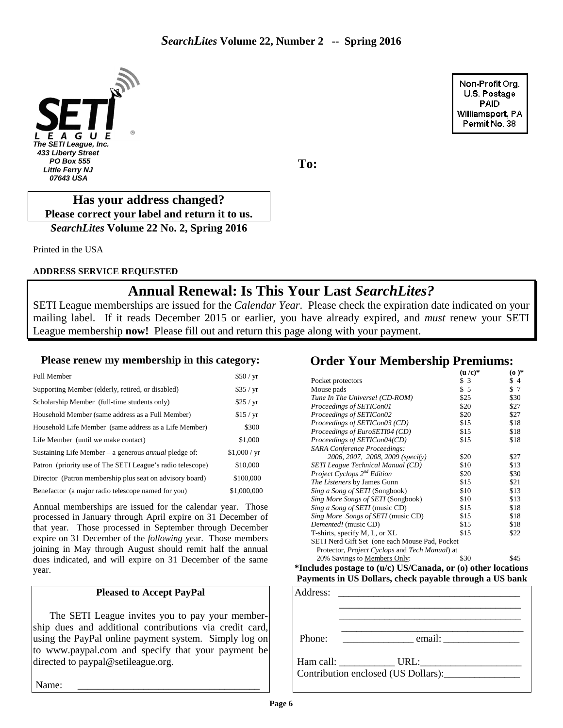SETI LEAGUE ®

*The SETI League, Inc.*
*433 Liberty Street*
*PO Box 555*
*Little Ferry NJ*
*07643 USA*

Non-Profit Org.
U.S. Postage
PAID
Williamsport, PA
Permit No. 38

**To:**

**Has your address changed?**
**Please correct your label and return it to us.**

***SearchLites* Volume 22 No. 2, Spring 2016**

Printed in the USA

**ADDRESS SERVICE REQUESTED**

## Annual Renewal: Is This Your Last *SearchLites?*

SETI League memberships are issued for the *Calendar Year*. Please check the expiration date indicated on your mailing label. If it reads December 2015 or earlier, you have already expired, and *must* renew your SETI League membership **now!** Please fill out and return this page along with your payment.

### Please renew my membership in this category:

| | |
|---|---|
| Full Member | $50 / yr |
| Supporting Member (elderly, retired, or disabled) | $35 / yr |
| Scholarship Member (full-time students only) | $25 / yr |
| Household Member (same address as a Full Member) | $15 / yr |
| Household Life Member (same address as a Life Member) | $300 |
| Life Member (until we make contact) | $1,000 |
| Sustaining Life Member – a generous *annual* pledge of: | $1,000 / yr |
| Patron (priority use of The SETI League's radio telescope) | $10,000 |
| Director (Patron membership plus seat on advisory board) | $100,000 |
| Benefactor (a major radio telescope named for you) | $1,000,000 |

Annual memberships are issued for the calendar year. Those processed in January through April expire on 31 December of that year. Those processed in September through December expire on 31 December of the *following* year. Those members joining in May through August should remit half the annual dues indicated, and will expire on 31 December of the same year.

**Pleased to Accept PayPal**

The SETI League invites you to pay your membership dues and additional contributions via credit card, using the PayPal online payment system. Simply log on to www.paypal.com and specify that your payment be directed to paypal@setileague.org.

Name: ___________________________________

## Order Your Membership Premiums:

| | (u /c)* | (o )* |
|---|---|---|
| Pocket protectors | $ 3 | $ 4 |
| Mouse pads | $ 5 | $ 7 |
| *Tune In The Universe! (CD-ROM)* | $25 | $30 |
| *Proceedings of SETICon01* | $20 | $27 |
| *Proceedings of SETICon02* | $20 | $27 |
| *Proceedings of SETICon03 (CD)* | $15 | $18 |
| *Proceedings of EuroSETI04 (CD)* | $15 | $18 |
| *Proceedings of SETICon04(CD)* | $15 | $18 |
| *SARA Conference Proceedings: 2006, 2007, 2008, 2009 (specify)* | $20 | $27 |
| *SETI League Technical Manual (CD)* | $10 | $13 |
| *Project Cyclops 2nd Edition* | $20 | $30 |
| *The Listeners* by James Gunn | $15 | $21 |
| *Sing a Song of SETI* (Songbook) | $10 | $13 |
| *Sing More Songs of SETI* (Songbook) | $10 | $13 |
| *Sing a Song of SETI* (music CD) | $15 | $18 |
| *Sing More Songs of SETI* (music CD) | $15 | $18 |
| *Demented!* (music CD) | $15 | $18 |
| T-shirts, specify M, L, or XL | $15 | $22 |
| SETI Nerd Gift Set (one each Mouse Pad, Pocket Protector, *Project Cyclops* and *Tech Manual*) at 20% Savings to Members Only: | $30 | $45 |

**\*Includes postage to (u/c) US/Canada, or (o) other locations**
**Payments in US Dollars, check payable through a US bank**

Address: _____________________________________
_____________________________________
_____________________________________
_____________________________________

Phone: ______________ email: _______________

Ham call: ___________ URL:____________________

Contribution enclosed (US Dollars):_______________